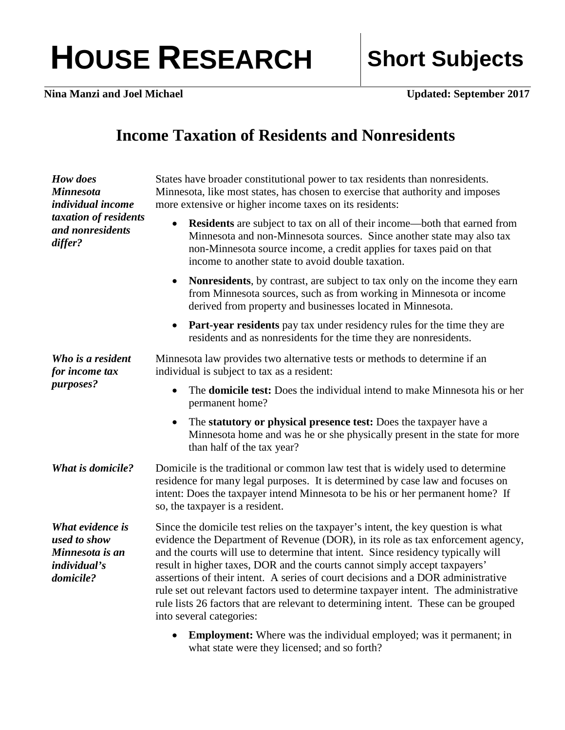**HOUSE RESEARCH** | **Short Subjects**

**Nina Manzi and Joel Michael** — **Updated: September 2017**

# Income Taxation of Residents and Nonresidents

***How does Minnesota individual income taxation of residents and nonresidents differ?***

States have broader constitutional power to tax residents than nonresidents. Minnesota, like most states, has chosen to exercise that authority and imposes more extensive or higher income taxes on its residents:

- **Residents** are subject to tax on all of their income—both that earned from Minnesota and non-Minnesota sources. Since another state may also tax non-Minnesota source income, a credit applies for taxes paid on that income to another state to avoid double taxation.
- **Nonresidents**, by contrast, are subject to tax only on the income they earn from Minnesota sources, such as from working in Minnesota or income derived from property and businesses located in Minnesota.
- **Part-year residents** pay tax under residency rules for the time they are residents and as nonresidents for the time they are nonresidents.

***Who is a resident for income tax purposes?***

Minnesota law provides two alternative tests or methods to determine if an individual is subject to tax as a resident:

- The **domicile test:** Does the individual intend to make Minnesota his or her permanent home?
- The **statutory or physical presence test:** Does the taxpayer have a Minnesota home and was he or she physically present in the state for more than half of the tax year?

***What is domicile?***

Domicile is the traditional or common law test that is widely used to determine residence for many legal purposes. It is determined by case law and focuses on intent: Does the taxpayer intend Minnesota to be his or her permanent home? If so, the taxpayer is a resident.

***What evidence is used to show Minnesota is an individual's domicile?***

Since the domicile test relies on the taxpayer's intent, the key question is what evidence the Department of Revenue (DOR), in its role as tax enforcement agency, and the courts will use to determine that intent. Since residency typically will result in higher taxes, DOR and the courts cannot simply accept taxpayers' assertions of their intent. A series of court decisions and a DOR administrative rule set out relevant factors used to determine taxpayer intent. The administrative rule lists 26 factors that are relevant to determining intent. These can be grouped into several categories:

- **Employment:** Where was the individual employed; was it permanent; in what state were they licensed; and so forth?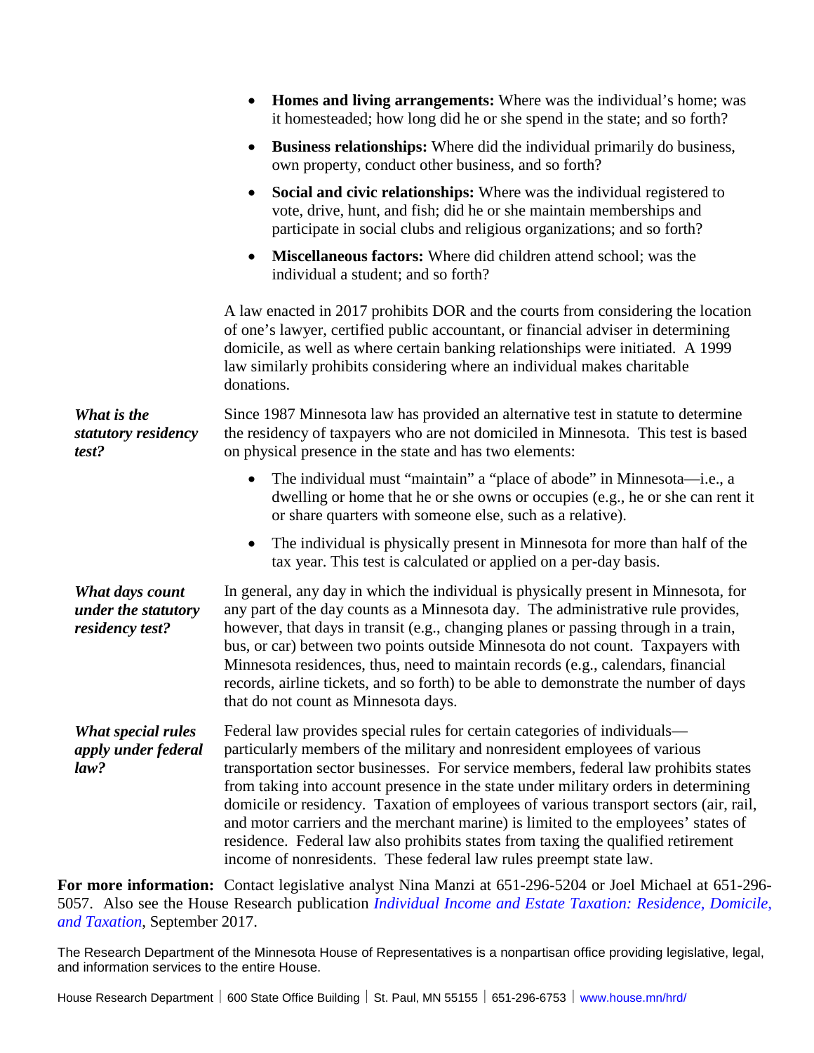- **Homes and living arrangements:** Where was the individual's home; was it homesteaded; how long did he or she spend in the state; and so forth?
- **Business relationships:** Where did the individual primarily do business, own property, conduct other business, and so forth?
- **Social and civic relationships:** Where was the individual registered to vote, drive, hunt, and fish; did he or she maintain memberships and participate in social clubs and religious organizations; and so forth?
- **Miscellaneous factors:** Where did children attend school; was the individual a student; and so forth?

A law enacted in 2017 prohibits DOR and the courts from considering the location of one's lawyer, certified public accountant, or financial adviser in determining domicile, as well as where certain banking relationships were initiated. A 1999 law similarly prohibits considering where an individual makes charitable donations.

***What is the statutory residency test?***

Since 1987 Minnesota law has provided an alternative test in statute to determine the residency of taxpayers who are not domiciled in Minnesota. This test is based on physical presence in the state and has two elements:

- The individual must "maintain" a "place of abode" in Minnesota—i.e., a dwelling or home that he or she owns or occupies (e.g., he or she can rent it or share quarters with someone else, such as a relative).
- The individual is physically present in Minnesota for more than half of the tax year. This test is calculated or applied on a per-day basis.

***What days count under the statutory residency test?***

In general, any day in which the individual is physically present in Minnesota, for any part of the day counts as a Minnesota day. The administrative rule provides, however, that days in transit (e.g., changing planes or passing through in a train, bus, or car) between two points outside Minnesota do not count. Taxpayers with Minnesota residences, thus, need to maintain records (e.g., calendars, financial records, airline tickets, and so forth) to be able to demonstrate the number of days that do not count as Minnesota days.

***What special rules apply under federal law?***

Federal law provides special rules for certain categories of individuals—particularly members of the military and nonresident employees of various transportation sector businesses. For service members, federal law prohibits states from taking into account presence in the state under military orders in determining domicile or residency. Taxation of employees of various transport sectors (air, rail, and motor carriers and the merchant marine) is limited to the employees' states of residence. Federal law also prohibits states from taxing the qualified retirement income of nonresidents. These federal law rules preempt state law.

**For more information:** Contact legislative analyst Nina Manzi at 651-296-5204 or Joel Michael at 651-296-5057. Also see the House Research publication *Individual Income and Estate Taxation: Residence, Domicile, and Taxation*, September 2017.

The Research Department of the Minnesota House of Representatives is a nonpartisan office providing legislative, legal, and information services to the entire House.

House Research Department | 600 State Office Building | St. Paul, MN 55155 | 651-296-6753 | www.house.mn/hrd/